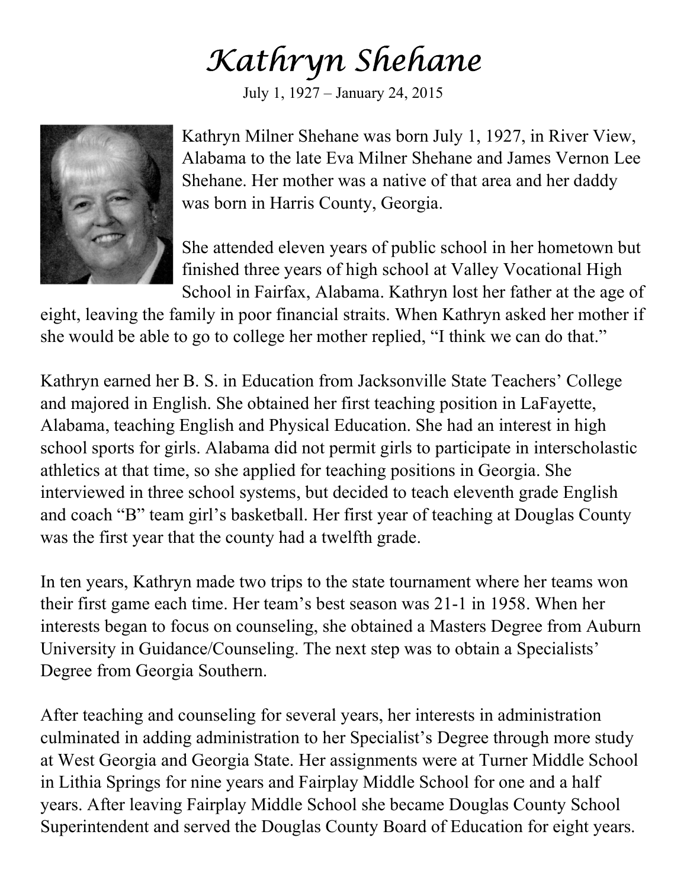# *Kathryn Shehane*

July 1, 1927 – January 24, 2015

Kathryn Milner Shehane was born July 1, 1927, in River View, Alabama to the late Eva Milner Shehane and James Vernon Lee Shehane. Her mother was a native of that area and her daddy was born in Harris County, Georgia.

She attended eleven years of public school in her hometown but finished three years of high school at Valley Vocational High School in Fairfax, Alabama. Kathryn lost her father at the age of eight, leaving the family in poor financial straits. When Kathryn asked her mother if she would be able to go to college her mother replied, "I think we can do that."

Kathryn earned her B. S. in Education from Jacksonville State Teachers' College and majored in English. She obtained her first teaching position in LaFayette, Alabama, teaching English and Physical Education. She had an interest in high school sports for girls. Alabama did not permit girls to participate in interscholastic athletics at that time, so she applied for teaching positions in Georgia. She interviewed in three school systems, but decided to teach eleventh grade English and coach "B" team girl's basketball. Her first year of teaching at Douglas County was the first year that the county had a twelfth grade.

In ten years, Kathryn made two trips to the state tournament where her teams won their first game each time. Her team's best season was 21-1 in 1958. When her interests began to focus on counseling, she obtained a Masters Degree from Auburn University in Guidance/Counseling. The next step was to obtain a Specialists' Degree from Georgia Southern.

After teaching and counseling for several years, her interests in administration culminated in adding administration to her Specialist's Degree through more study at West Georgia and Georgia State. Her assignments were at Turner Middle School in Lithia Springs for nine years and Fairplay Middle School for one and a half years. After leaving Fairplay Middle School she became Douglas County School Superintendent and served the Douglas County Board of Education for eight years.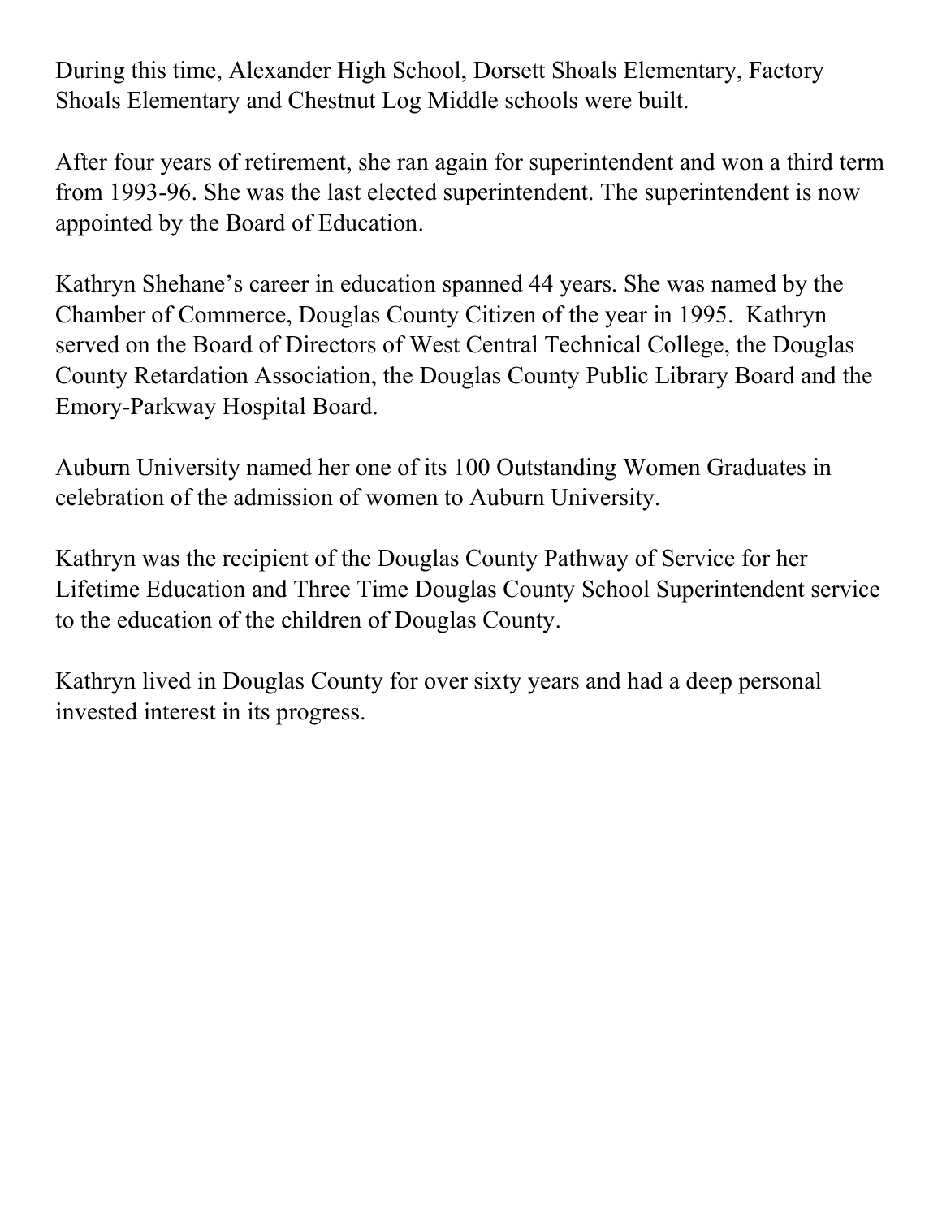During this time, Alexander High School, Dorsett Shoals Elementary, Factory Shoals Elementary and Chestnut Log Middle schools were built.

After four years of retirement, she ran again for superintendent and won a third term from 1993-96. She was the last elected superintendent. The superintendent is now appointed by the Board of Education.

Kathryn Shehane's career in education spanned 44 years. She was named by the Chamber of Commerce, Douglas County Citizen of the year in 1995. Kathryn served on the Board of Directors of West Central Technical College, the Douglas County Retardation Association, the Douglas County Public Library Board and the Emory-Parkway Hospital Board.

Auburn University named her one of its 100 Outstanding Women Graduates in celebration of the admission of women to Auburn University.

Kathryn was the recipient of the Douglas County Pathway of Service for her Lifetime Education and Three Time Douglas County School Superintendent service to the education of the children of Douglas County.

Kathryn lived in Douglas County for over sixty years and had a deep personal invested interest in its progress.